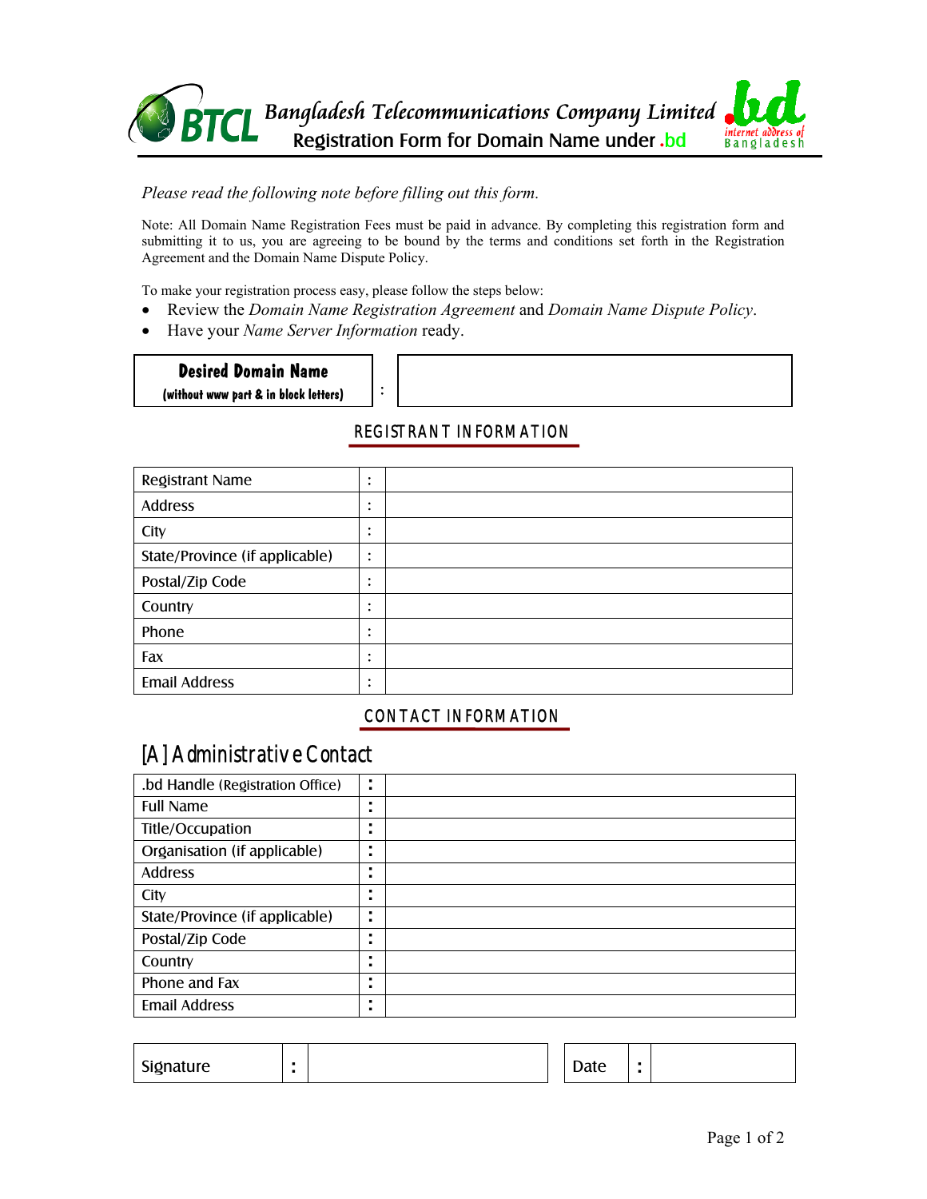# BTCL Bangladesh Telecommunications Company Limited

## Registration Form for Domain Name under .bd

.bd internet address of Bangladesh

*Please read the following note before filling out this form.*

Note: All Domain Name Registration Fees must be paid in advance. By completing this registration form and submitting it to us, you are agreeing to be bound by the terms and conditions set forth in the Registration Agreement and the Domain Name Dispute Policy.

To make your registration process easy, please follow the steps below:

- Review the *Domain Name Registration Agreement* and *Domain Name Dispute Policy*.
- Have your *Name Server Information* ready.

| **Desired Domain Name** (without www part & in block letters) | : | |
|---|---|---|

## REGISTRANT INFORMATION

| Registrant Name | : | |
|---|---|---|
| Address | : | |
| City | : | |
| State/Province (if applicable) | : | |
| Postal/Zip Code | : | |
| Country | : | |
| Phone | : | |
| Fax | : | |
| Email Address | : | |

## CONTACT INFORMATION

### [A] Administrative Contact

| .bd Handle (Registration Office) | : | |
|---|---|---|
| Full Name | : | |
| Title/Occupation | : | |
| Organisation (if applicable) | : | |
| Address | : | |
| City | : | |
| State/Province (if applicable) | : | |
| Postal/Zip Code | : | |
| Country | : | |
| Phone and Fax | : | |
| Email Address | : | |

| Signature | : | | Date | : | |
|---|---|---|---|---|---|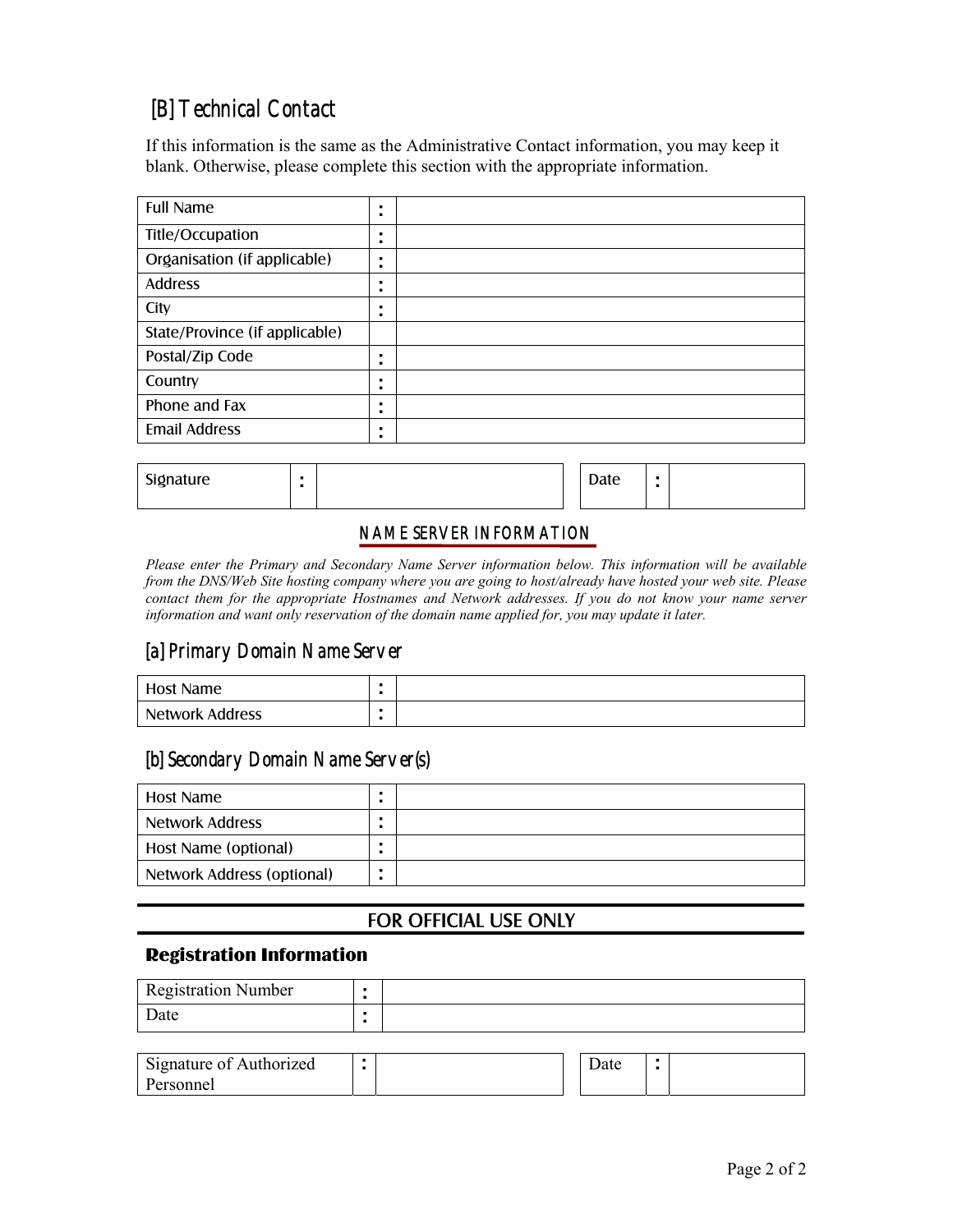## [B] Technical Contact

If this information is the same as the Administrative Contact information, you may keep it blank. Otherwise, please complete this section with the appropriate information.

| | | |
|---|---|---|
| Full Name | : | |
| Title/Occupation | : | |
| Organisation (if applicable) | : | |
| Address | : | |
| City | : | |
| State/Province (if applicable) | | |
| Postal/Zip Code | : | |
| Country | : | |
| Phone and Fax | : | |
| Email Address | : | |

| | | | | | | |
|---|---|---|---|---|---|---|
| Signature | : | | | Date | : | |

## NAME SERVER INFORMATION

*Please enter the Primary and Secondary Name Server information below. This information will be available from the DNS/Web Site hosting company where you are going to host/already have hosted your web site. Please contact them for the appropriate Hostnames and Network addresses. If you do not know your name server information and want only reservation of the domain name applied for, you may update it later.*

### [a] Primary Domain Name Server

| | | |
|---|---|---|
| Host Name | : | |
| Network Address | : | |

### [b] Secondary Domain Name Server(s)

| | | |
|---|---|---|
| Host Name | : | |
| Network Address | : | |
| Host Name (optional) | : | |
| Network Address (optional) | : | |

## FOR OFFICIAL USE ONLY

### Registration Information

| | | |
|---|---|---|
| Registration Number | : | |
| Date | : | |

| | | | | | | |
|---|---|---|---|---|---|---|
| Signature of Authorized Personnel | : | | | Date | : | |